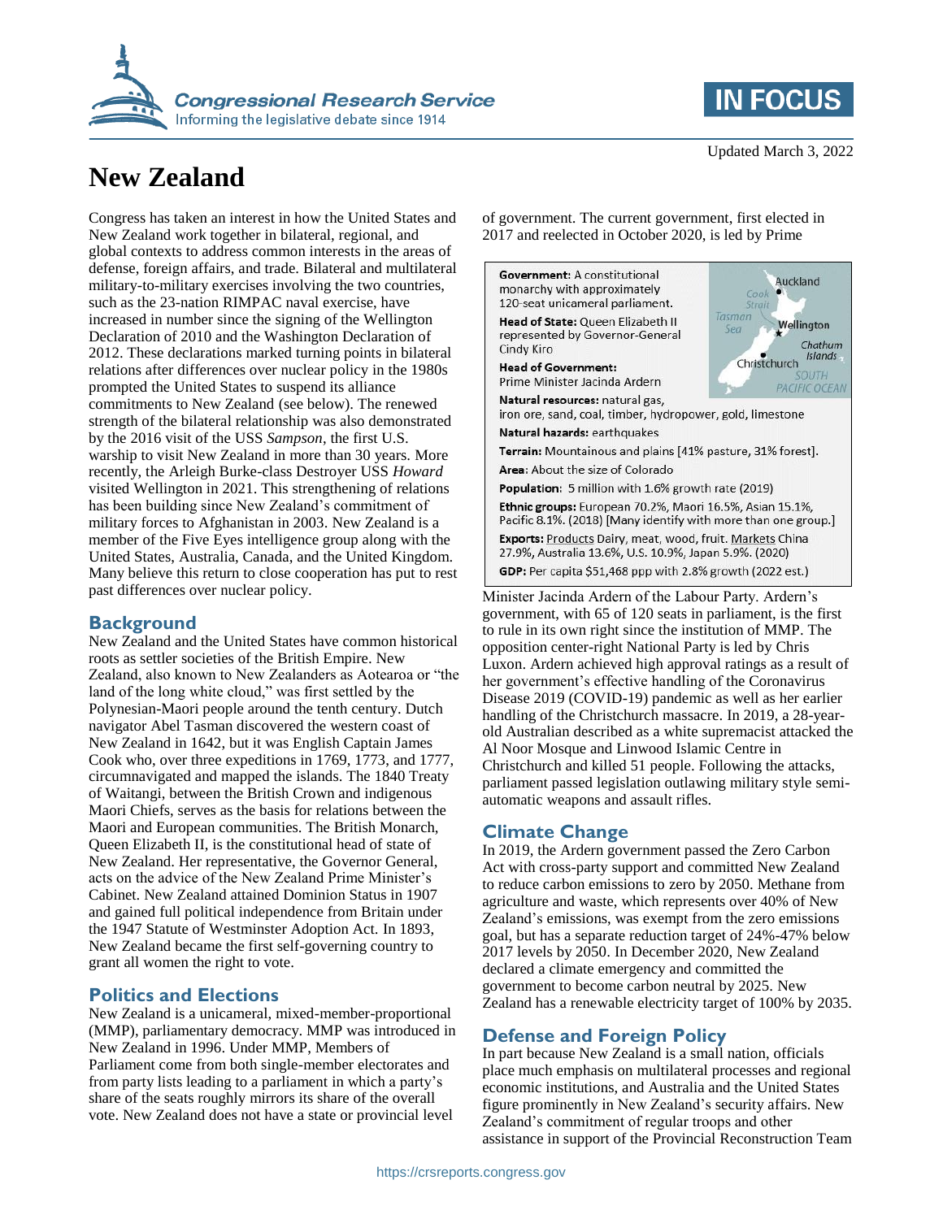# New Zealand

Updated March 3, 2022

Congress has taken an interest in how the United States and New Zealand work together in bilateral, regional, and global contexts to address common interests in the areas of defense, foreign affairs, and trade. Bilateral and multilateral military-to-military exercises involving the two countries, such as the 23-nation RIMPAC naval exercise, have increased in number since the signing of the Wellington Declaration of 2010 and the Washington Declaration of 2012. These declarations marked turning points in bilateral relations after differences over nuclear policy in the 1980s prompted the United States to suspend its alliance commitments to New Zealand (see below). The renewed strength of the bilateral relationship was also demonstrated by the 2016 visit of the USS *Sampson*, the first U.S. warship to visit New Zealand in more than 30 years. More recently, the Arleigh Burke-class Destroyer USS *Howard* visited Wellington in 2021. This strengthening of relations has been building since New Zealand's commitment of military forces to Afghanistan in 2003. New Zealand is a member of the Five Eyes intelligence group along with the United States, Australia, Canada, and the United Kingdom. Many believe this return to close cooperation has put to rest past differences over nuclear policy.

## Background

New Zealand and the United States have common historical roots as settler societies of the British Empire. New Zealand, also known to New Zealanders as Aotearoa or "the land of the long white cloud," was first settled by the Polynesian-Maori people around the tenth century. Dutch navigator Abel Tasman discovered the western coast of New Zealand in 1642, but it was English Captain James Cook who, over three expeditions in 1769, 1773, and 1777, circumnavigated and mapped the islands. The 1840 Treaty of Waitangi, between the British Crown and indigenous Maori Chiefs, serves as the basis for relations between the Maori and European communities. The British Monarch, Queen Elizabeth II, is the constitutional head of state of New Zealand. Her representative, the Governor General, acts on the advice of the New Zealand Prime Minister's Cabinet. New Zealand attained Dominion Status in 1907 and gained full political independence from Britain under the 1947 Statute of Westminster Adoption Act. In 1893, New Zealand became the first self-governing country to grant all women the right to vote.

## Politics and Elections

New Zealand is a unicameral, mixed-member-proportional (MMP), parliamentary democracy. MMP was introduced in New Zealand in 1996. Under MMP, Members of Parliament come from both single-member electorates and from party lists leading to a parliament in which a party's share of the seats roughly mirrors its share of the overall vote. New Zealand does not have a state or provincial level of government. The current government, first elected in 2017 and reelected in October 2020, is led by Prime Minister Jacinda Ardern of the Labour Party. Ardern's government, with 65 of 120 seats in parliament, is the first to rule in its own right since the institution of MMP. The opposition center-right National Party is led by Chris Luxon. Ardern achieved high approval ratings as a result of her government's effective handling of the Coronavirus Disease 2019 (COVID-19) pandemic as well as her earlier handling of the Christchurch massacre. In 2019, a 28-year-old Australian described as a white supremacist attacked the Al Noor Mosque and Linwood Islamic Centre in Christchurch and killed 51 people. Following the attacks, parliament passed legislation outlawing military style semi-automatic weapons and assault rifles.

**Government:** A constitutional monarchy with approximately 120-seat unicameral parliament.

**Head of State:** Queen Elizabeth II represented by Governor-General Cindy Kiro

**Head of Government:** Prime Minister Jacinda Ardern

**Natural resources:** natural gas, iron ore, sand, coal, timber, hydropower, gold, limestone

**Natural hazards:** earthquakes

**Terrain:** Mountainous and plains [41% pasture, 31% forest].

**Area:** About the size of Colorado

**Population:** 5 million with 1.6% growth rate (2019)

**Ethnic groups:** European 70.2%, Maori 16.5%, Asian 15.1%, Pacific 8.1%. (2018) [Many identify with more than one group.]

**Exports:** Products Dairy, meat, wood, fruit. Markets China 27.9%, Australia 13.6%, U.S. 10.9%, Japan 5.9%. (2020)

**GDP:** Per capita $51,468 ppp with 2.8% growth (2022 est.)

## Climate Change

In 2019, the Ardern government passed the Zero Carbon Act with cross-party support and committed New Zealand to reduce carbon emissions to zero by 2050. Methane from agriculture and waste, which represents over 40% of New Zealand's emissions, was exempt from the zero emissions goal, but has a separate reduction target of 24%-47% below 2017 levels by 2050. In December 2020, New Zealand declared a climate emergency and committed the government to become carbon neutral by 2025. New Zealand has a renewable electricity target of 100% by 2035.

## Defense and Foreign Policy

In part because New Zealand is a small nation, officials place much emphasis on multilateral processes and regional economic institutions, and Australia and the United States figure prominently in New Zealand's security affairs. New Zealand's commitment of regular troops and other assistance in support of the Provincial Reconstruction Team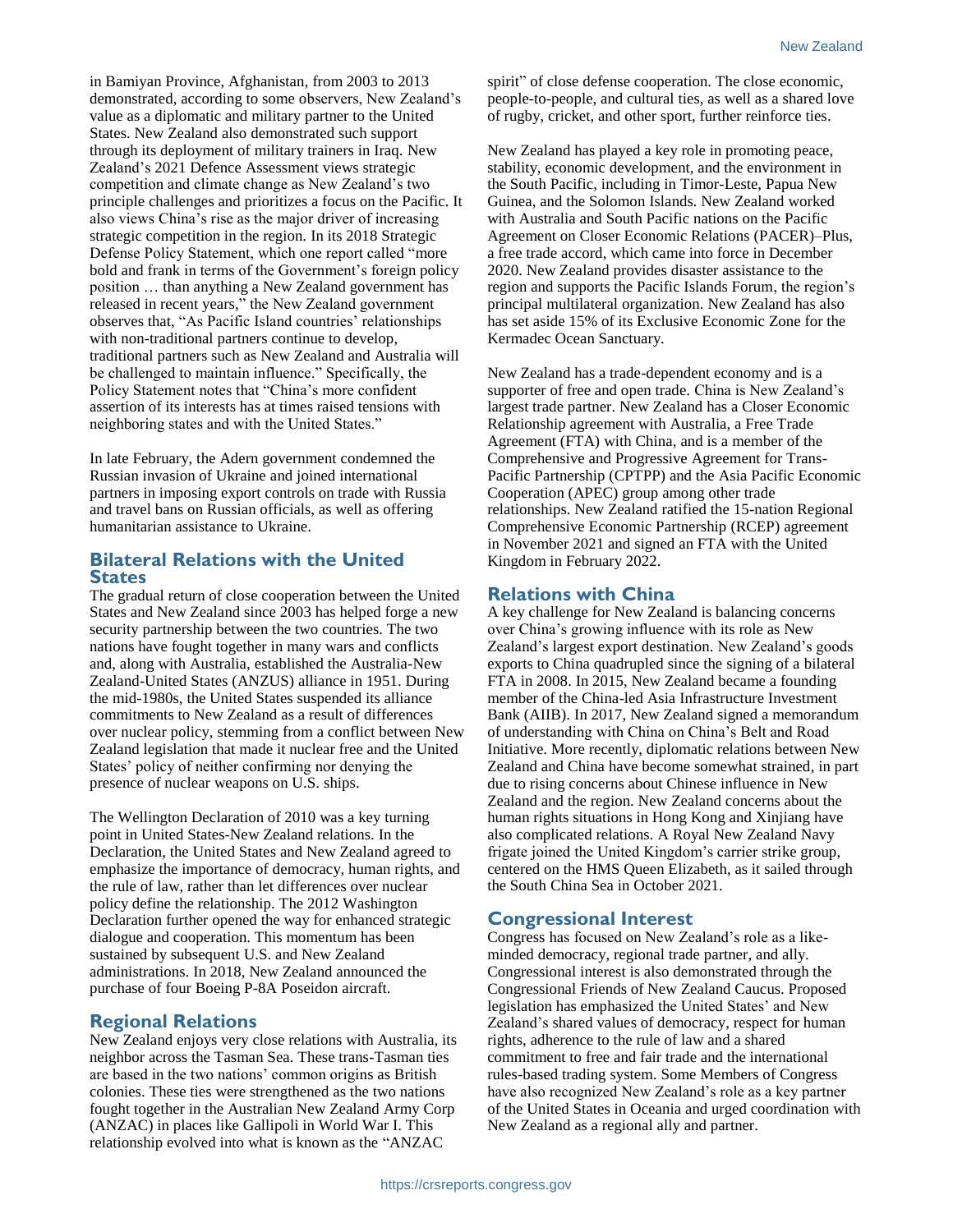in Bamiyan Province, Afghanistan, from 2003 to 2013 demonstrated, according to some observers, New Zealand's value as a diplomatic and military partner to the United States. New Zealand also demonstrated such support through its deployment of military trainers in Iraq. New Zealand's 2021 Defence Assessment views strategic competition and climate change as New Zealand's two principle challenges and prioritizes a focus on the Pacific. It also views China's rise as the major driver of increasing strategic competition in the region. In its 2018 Strategic Defense Policy Statement, which one report called "more bold and frank in terms of the Government's foreign policy position … than anything a New Zealand government has released in recent years," the New Zealand government observes that, "As Pacific Island countries' relationships with non-traditional partners continue to develop, traditional partners such as New Zealand and Australia will be challenged to maintain influence." Specifically, the Policy Statement notes that "China's more confident assertion of its interests has at times raised tensions with neighboring states and with the United States."

In late February, the Adern government condemned the Russian invasion of Ukraine and joined international partners in imposing export controls on trade with Russia and travel bans on Russian officials, as well as offering humanitarian assistance to Ukraine.

## Bilateral Relations with the United States

The gradual return of close cooperation between the United States and New Zealand since 2003 has helped forge a new security partnership between the two countries. The two nations have fought together in many wars and conflicts and, along with Australia, established the Australia-New Zealand-United States (ANZUS) alliance in 1951. During the mid-1980s, the United States suspended its alliance commitments to New Zealand as a result of differences over nuclear policy, stemming from a conflict between New Zealand legislation that made it nuclear free and the United States' policy of neither confirming nor denying the presence of nuclear weapons on U.S. ships.

The Wellington Declaration of 2010 was a key turning point in United States-New Zealand relations. In the Declaration, the United States and New Zealand agreed to emphasize the importance of democracy, human rights, and the rule of law, rather than let differences over nuclear policy define the relationship. The 2012 Washington Declaration further opened the way for enhanced strategic dialogue and cooperation. This momentum has been sustained by subsequent U.S. and New Zealand administrations. In 2018, New Zealand announced the purchase of four Boeing P-8A Poseidon aircraft.

## Regional Relations

New Zealand enjoys very close relations with Australia, its neighbor across the Tasman Sea. These trans-Tasman ties are based in the two nations' common origins as British colonies. These ties were strengthened as the two nations fought together in the Australian New Zealand Army Corp (ANZAC) in places like Gallipoli in World War I. This relationship evolved into what is known as the "ANZAC spirit" of close defense cooperation. The close economic, people-to-people, and cultural ties, as well as a shared love of rugby, cricket, and other sport, further reinforce ties.

New Zealand has played a key role in promoting peace, stability, economic development, and the environment in the South Pacific, including in Timor-Leste, Papua New Guinea, and the Solomon Islands. New Zealand worked with Australia and South Pacific nations on the Pacific Agreement on Closer Economic Relations (PACER)–Plus, a free trade accord, which came into force in December 2020. New Zealand provides disaster assistance to the region and supports the Pacific Islands Forum, the region's principal multilateral organization. New Zealand has also has set aside 15% of its Exclusive Economic Zone for the Kermadec Ocean Sanctuary.

New Zealand has a trade-dependent economy and is a supporter of free and open trade. China is New Zealand's largest trade partner. New Zealand has a Closer Economic Relationship agreement with Australia, a Free Trade Agreement (FTA) with China, and is a member of the Comprehensive and Progressive Agreement for Trans-Pacific Partnership (CPTPP) and the Asia Pacific Economic Cooperation (APEC) group among other trade relationships. New Zealand ratified the 15-nation Regional Comprehensive Economic Partnership (RCEP) agreement in November 2021 and signed an FTA with the United Kingdom in February 2022.

## Relations with China

A key challenge for New Zealand is balancing concerns over China's growing influence with its role as New Zealand's largest export destination. New Zealand's goods exports to China quadrupled since the signing of a bilateral FTA in 2008. In 2015, New Zealand became a founding member of the China-led Asia Infrastructure Investment Bank (AIIB). In 2017, New Zealand signed a memorandum of understanding with China on China's Belt and Road Initiative. More recently, diplomatic relations between New Zealand and China have become somewhat strained, in part due to rising concerns about Chinese influence in New Zealand and the region. New Zealand concerns about the human rights situations in Hong Kong and Xinjiang have also complicated relations. A Royal New Zealand Navy frigate joined the United Kingdom's carrier strike group, centered on the HMS Queen Elizabeth, as it sailed through the South China Sea in October 2021.

## Congressional Interest

Congress has focused on New Zealand's role as a like-minded democracy, regional trade partner, and ally. Congressional interest is also demonstrated through the Congressional Friends of New Zealand Caucus. Proposed legislation has emphasized the United States' and New Zealand's shared values of democracy, respect for human rights, adherence to the rule of law and a shared commitment to free and fair trade and the international rules-based trading system. Some Members of Congress have also recognized New Zealand's role as a key partner of the United States in Oceania and urged coordination with New Zealand as a regional ally and partner.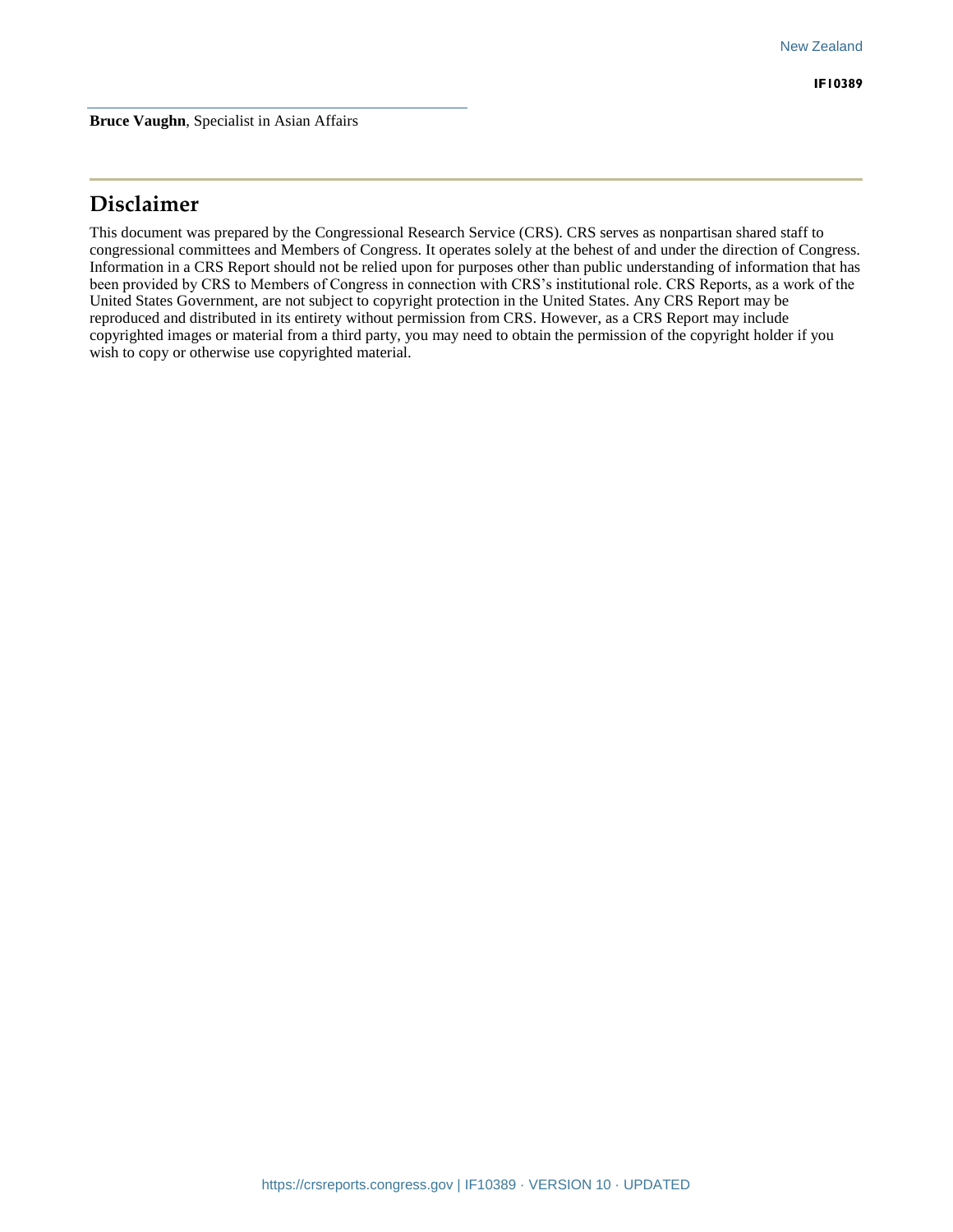**Bruce Vaughn**, Specialist in Asian Affairs

## Disclaimer

This document was prepared by the Congressional Research Service (CRS). CRS serves as nonpartisan shared staff to congressional committees and Members of Congress. It operates solely at the behest of and under the direction of Congress. Information in a CRS Report should not be relied upon for purposes other than public understanding of information that has been provided by CRS to Members of Congress in connection with CRS's institutional role. CRS Reports, as a work of the United States Government, are not subject to copyright protection in the United States. Any CRS Report may be reproduced and distributed in its entirety without permission from CRS. However, as a CRS Report may include copyrighted images or material from a third party, you may need to obtain the permission of the copyright holder if you wish to copy or otherwise use copyrighted material.